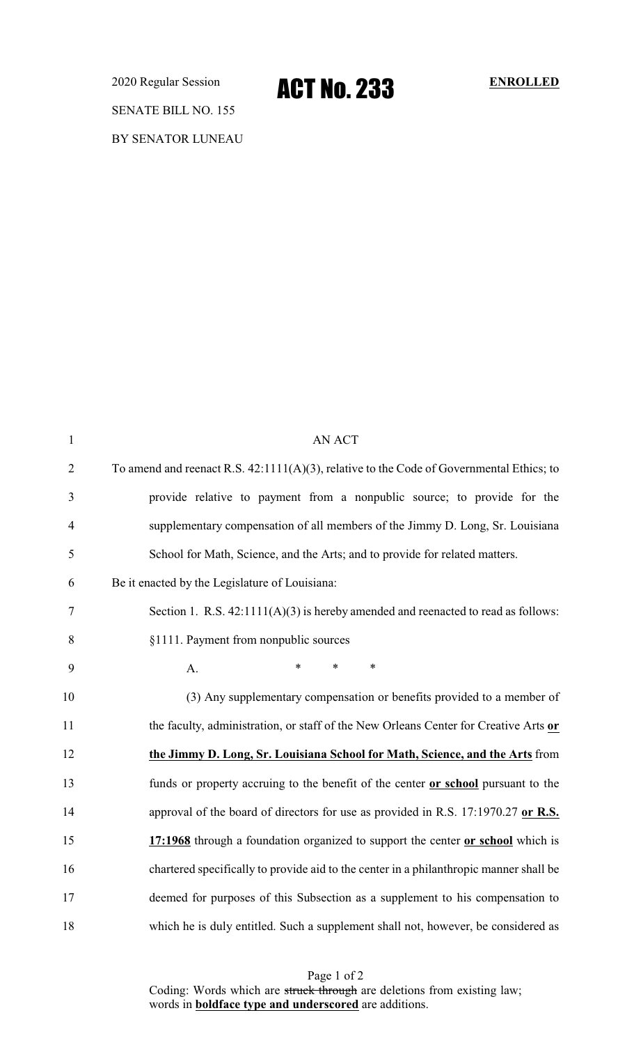2020 Regular Session

# ACT No. 233

**ENROLLED**

SENATE BILL NO. 155

BY SENATOR LUNEAU

AN ACT

To amend and reenact R.S. 42:1111(A)(3), relative to the Code of Governmental Ethics; to provide relative to payment from a nonpublic source; to provide for the supplementary compensation of all members of the Jimmy D. Long, Sr. Louisiana School for Math, Science, and the Arts; and to provide for related matters.

Be it enacted by the Legislature of Louisiana:

Section 1. R.S. 42:1111(A)(3) is hereby amended and reenacted to read as follows:

§1111. Payment from nonpublic sources

A. * * *

(3) Any supplementary compensation or benefits provided to a member of the faculty, administration, or staff of the New Orleans Center for Creative Arts **or the Jimmy D. Long, Sr. Louisiana School for Math, Science, and the Arts** from funds or property accruing to the benefit of the center **or school** pursuant to the approval of the board of directors for use as provided in R.S. 17:1970.27 **or R.S. 17:1968** through a foundation organized to support the center **or school** which is chartered specifically to provide aid to the center in a philanthropic manner shall be deemed for purposes of this Subsection as a supplement to his compensation to which he is duly entitled. Such a supplement shall not, however, be considered as

Coding: Words which are ~~struck through~~ are deletions from existing law; words in **boldface type and underscored** are additions.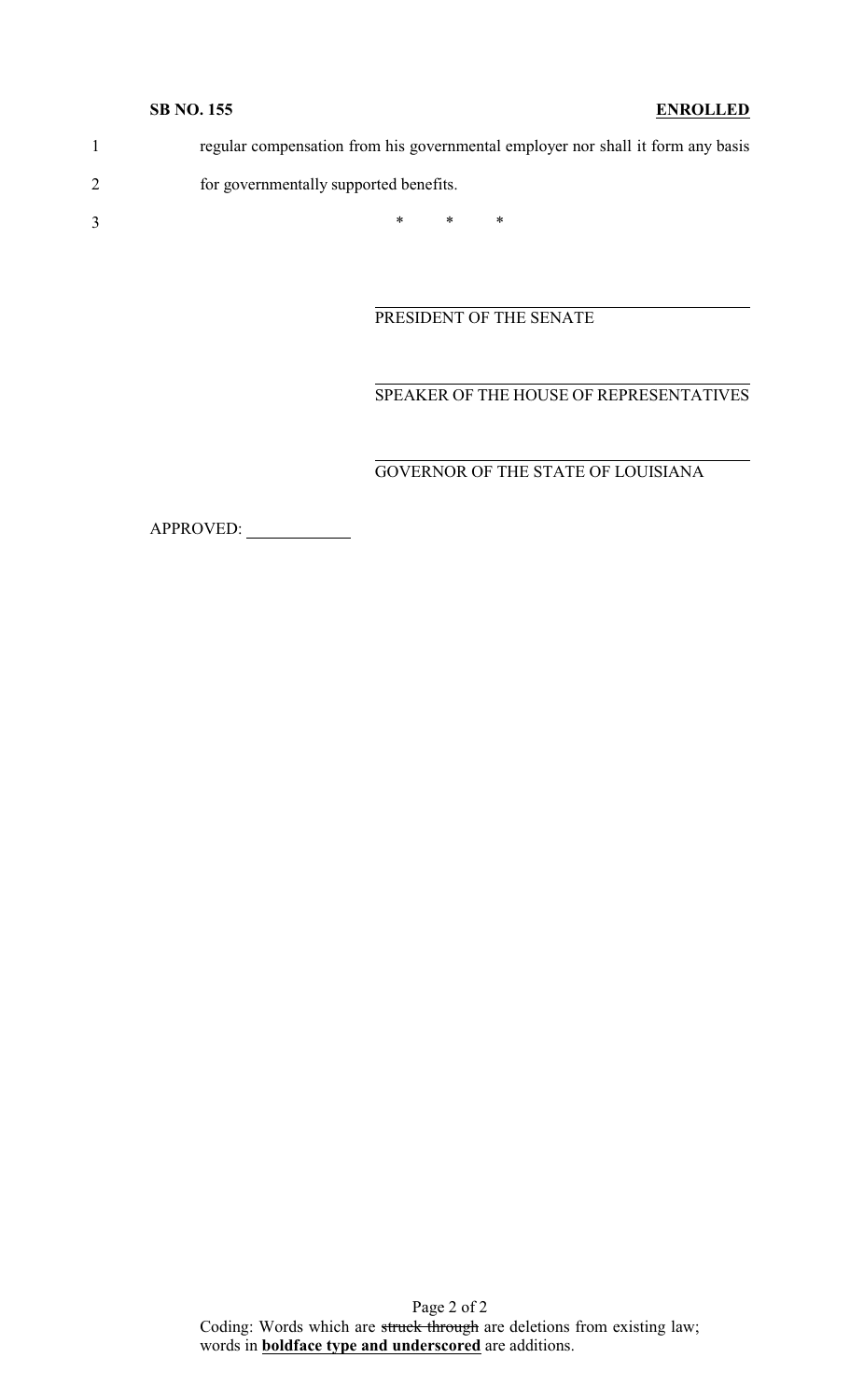regular compensation from his governmental employer nor shall it form any basis for governmentally supported benefits.

\* \* \*

PRESIDENT OF THE SENATE

SPEAKER OF THE HOUSE OF REPRESENTATIVES

GOVERNOR OF THE STATE OF LOUISIANA

APPROVED: \_\_\_\_\_\_\_\_\_\_\_\_

Coding: Words which are ~~struck through~~ are deletions from existing law; words in **boldface type and underscored** are additions.